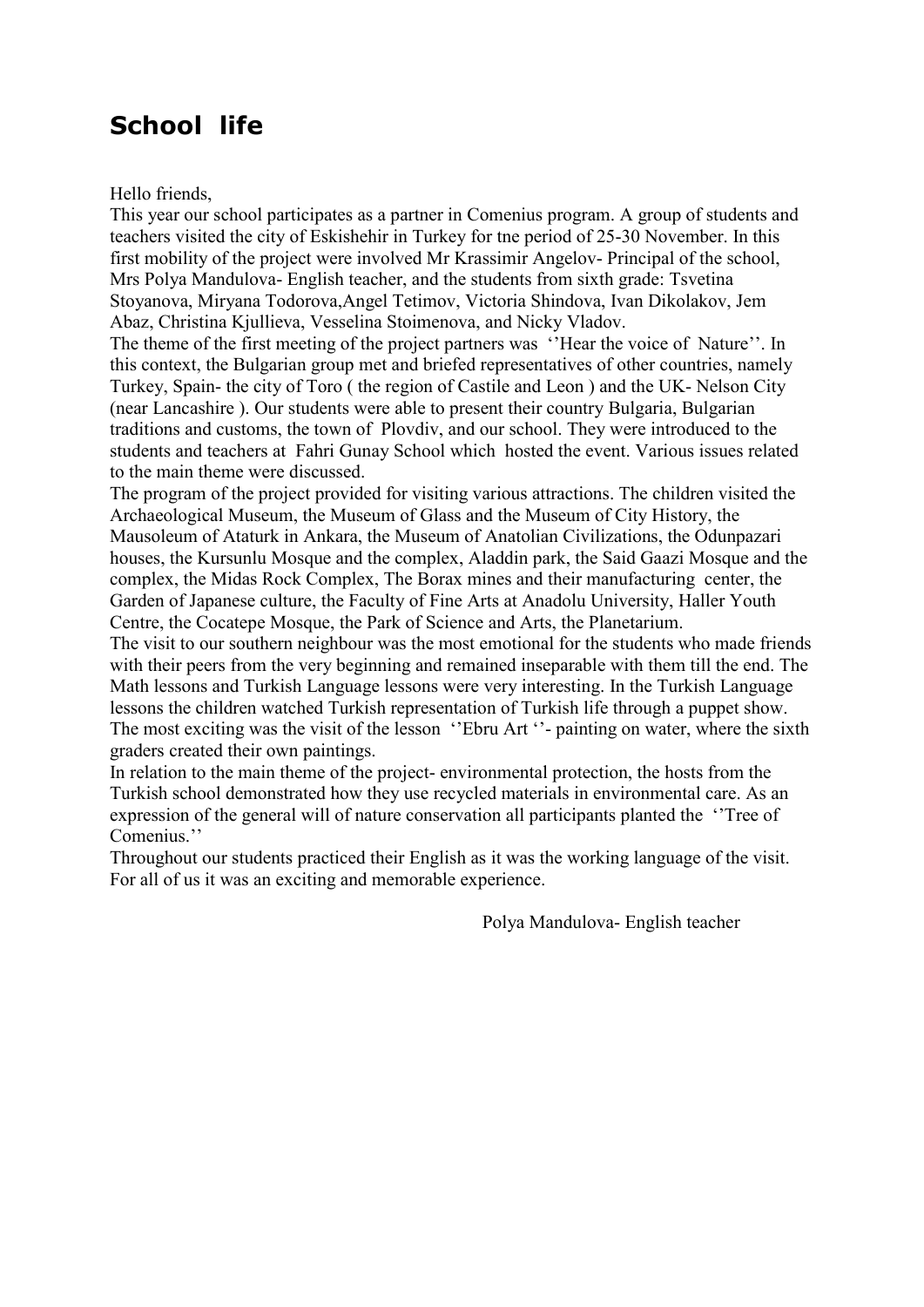# School life

Hello friends,

This year our school participates as a partner in Comenius program. A group of students and teachers visited the city of Eskishehir in Turkey for tne period of 25-30 November. In this first mobility of the project were involved Mr Krassimir Angelov- Principal of the school, Mrs Polya Mandulova- English teacher, and the students from sixth grade: Tsvetina Stoyanova, Miryana Todorova,Angel Tetimov, Victoria Shindova, Ivan Dikolakov, Jem Abaz, Christina Kjullieva, Vesselina Stoimenova, and Nicky Vladov.

The theme of the first meeting of the project partners was ''Hear the voice of Nature''. In this context, the Bulgarian group met and briefed representatives of other countries, namely Turkey, Spain- the city of Toro ( the region of Castile and Leon ) and the UK- Nelson City (near Lancashire ). Our students were able to present their country Bulgaria, Bulgarian traditions and customs, the town of Plovdiv, and our school. They were introduced to the students and teachers at Fahri Gunay School which hosted the event. Various issues related to the main theme were discussed.

The program of the project provided for visiting various attractions. The children visited the Archaeological Museum, the Museum of Glass and the Museum of City History, the Mausoleum of Ataturk in Ankara, the Museum of Anatolian Civilizations, the Odunpazari houses, the Kursunlu Mosque and the complex, Aladdin park, the Said Gaazi Mosque and the complex, the Midas Rock Complex, The Borax mines and their manufacturing center, the Garden of Japanese culture, the Faculty of Fine Arts at Anadolu University, Haller Youth Centre, the Cocatepe Mosque, the Park of Science and Arts, the Planetarium.

The visit to our southern neighbour was the most emotional for the students who made friends with their peers from the very beginning and remained inseparable with them till the end. The Math lessons and Turkish Language lessons were very interesting. In the Turkish Language lessons the children watched Turkish representation of Turkish life through a puppet show. The most exciting was the visit of the lesson ''Ebru Art ''- painting on water, where the sixth graders created their own paintings.

In relation to the main theme of the project- environmental protection, the hosts from the Turkish school demonstrated how they use recycled materials in environmental care. As an expression of the general will of nature conservation all participants planted the ''Tree of Comenius.''

Throughout our students practiced their English as it was the working language of the visit. For all of us it was an exciting and memorable experience.

Polya Mandulova- English teacher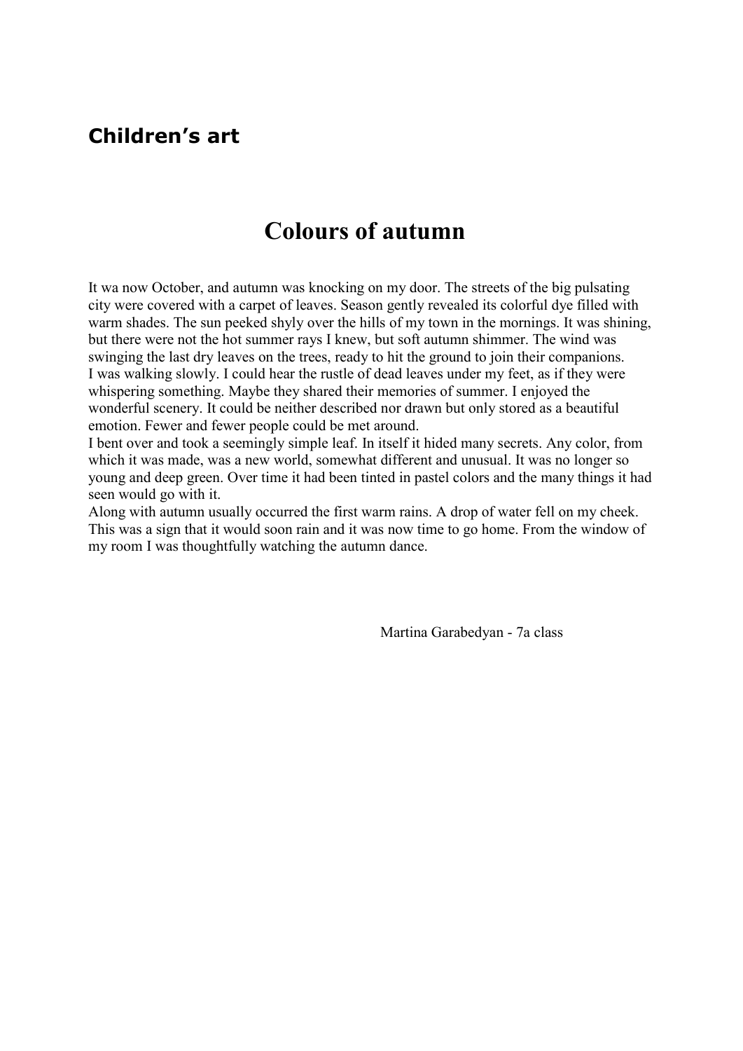## Children's art

# Colours of autumn

It wa now October, and autumn was knocking on my door. The streets of the big pulsating city were covered with a carpet of leaves. Season gently revealed its colorful dye filled with warm shades. The sun peeked shyly over the hills of my town in the mornings. It was shining, but there were not the hot summer rays I knew, but soft autumn shimmer. The wind was swinging the last dry leaves on the trees, ready to hit the ground to join their companions.
I was walking slowly. I could hear the rustle of dead leaves under my feet, as if they were whispering something. Maybe they shared their memories of summer. I enjoyed the wonderful scenery. It could be neither described nor drawn but only stored as a beautiful emotion. Fewer and fewer people could be met around.
I bent over and took a seemingly simple leaf. In itself it hided many secrets. Any color, from which it was made, was a new world, somewhat different and unusual. It was no longer so young and deep green. Over time it had been tinted in pastel colors and the many things it had seen would go with it.
Along with autumn usually occurred the first warm rains. A drop of water fell on my cheek. This was a sign that it would soon rain and it was now time to go home. From the window of my room I was thoughtfully watching the autumn dance.

Martina Garabedyan - 7a class